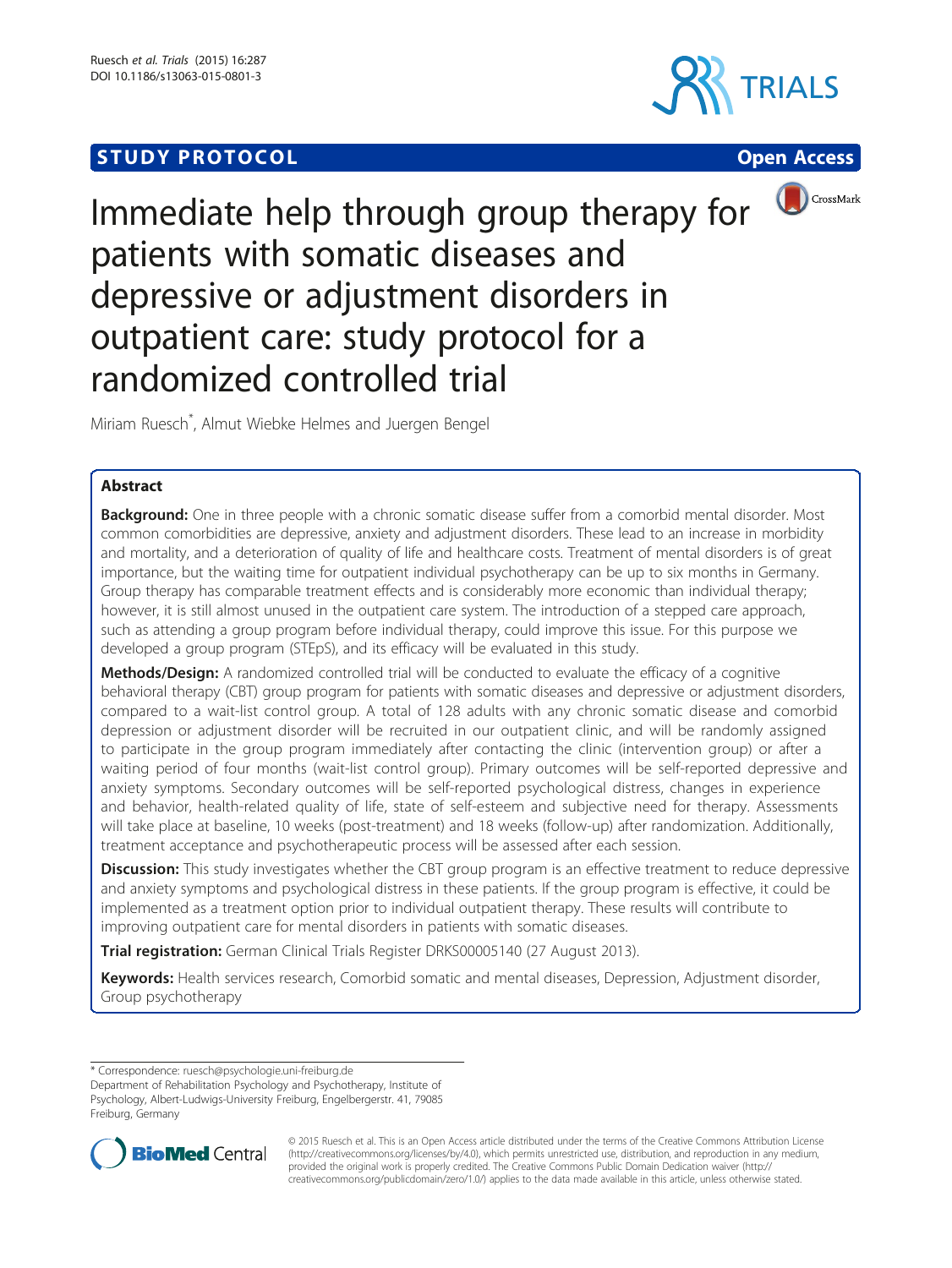STUDY PROTOCOL Open Access

# Immediate help through group therapy for patients with somatic diseases and depressive or adjustment disorders in outpatient care: study protocol for a randomized controlled trial

Miriam Ruesch*, Almut Wiebke Helmes and Juergen Bengel

## Abstract

**Background:** One in three people with a chronic somatic disease suffer from a comorbid mental disorder. Most common comorbidities are depressive, anxiety and adjustment disorders. These lead to an increase in morbidity and mortality, and a deterioration of quality of life and healthcare costs. Treatment of mental disorders is of great importance, but the waiting time for outpatient individual psychotherapy can be up to six months in Germany. Group therapy has comparable treatment effects and is considerably more economic than individual therapy; however, it is still almost unused in the outpatient care system. The introduction of a stepped care approach, such as attending a group program before individual therapy, could improve this issue. For this purpose we developed a group program (STEpS), and its efficacy will be evaluated in this study.

**Methods/Design:** A randomized controlled trial will be conducted to evaluate the efficacy of a cognitive behavioral therapy (CBT) group program for patients with somatic diseases and depressive or adjustment disorders, compared to a wait-list control group. A total of 128 adults with any chronic somatic disease and comorbid depression or adjustment disorder will be recruited in our outpatient clinic, and will be randomly assigned to participate in the group program immediately after contacting the clinic (intervention group) or after a waiting period of four months (wait-list control group). Primary outcomes will be self-reported depressive and anxiety symptoms. Secondary outcomes will be self-reported psychological distress, changes in experience and behavior, health-related quality of life, state of self-esteem and subjective need for therapy. Assessments will take place at baseline, 10 weeks (post-treatment) and 18 weeks (follow-up) after randomization. Additionally, treatment acceptance and psychotherapeutic process will be assessed after each session.

**Discussion:** This study investigates whether the CBT group program is an effective treatment to reduce depressive and anxiety symptoms and psychological distress in these patients. If the group program is effective, it could be implemented as a treatment option prior to individual outpatient therapy. These results will contribute to improving outpatient care for mental disorders in patients with somatic diseases.

**Trial registration:** German Clinical Trials Register DRKS00005140 (27 August 2013).

**Keywords:** Health services research, Comorbid somatic and mental diseases, Depression, Adjustment disorder, Group psychotherapy

---

* Correspondence: ruesch@psychologie.uni-freiburg.de
Department of Rehabilitation Psychology and Psychotherapy, Institute of Psychology, Albert-Ludwigs-University Freiburg, Engelbergerstr. 41, 79085 Freiburg, Germany

© 2015 Ruesch et al. This is an Open Access article distributed under the terms of the Creative Commons Attribution License (http://creativecommons.org/licenses/by/4.0), which permits unrestricted use, distribution, and reproduction in any medium, provided the original work is properly credited. The Creative Commons Public Domain Dedication waiver (http://creativecommons.org/publicdomain/zero/1.0/) applies to the data made available in this article, unless otherwise stated.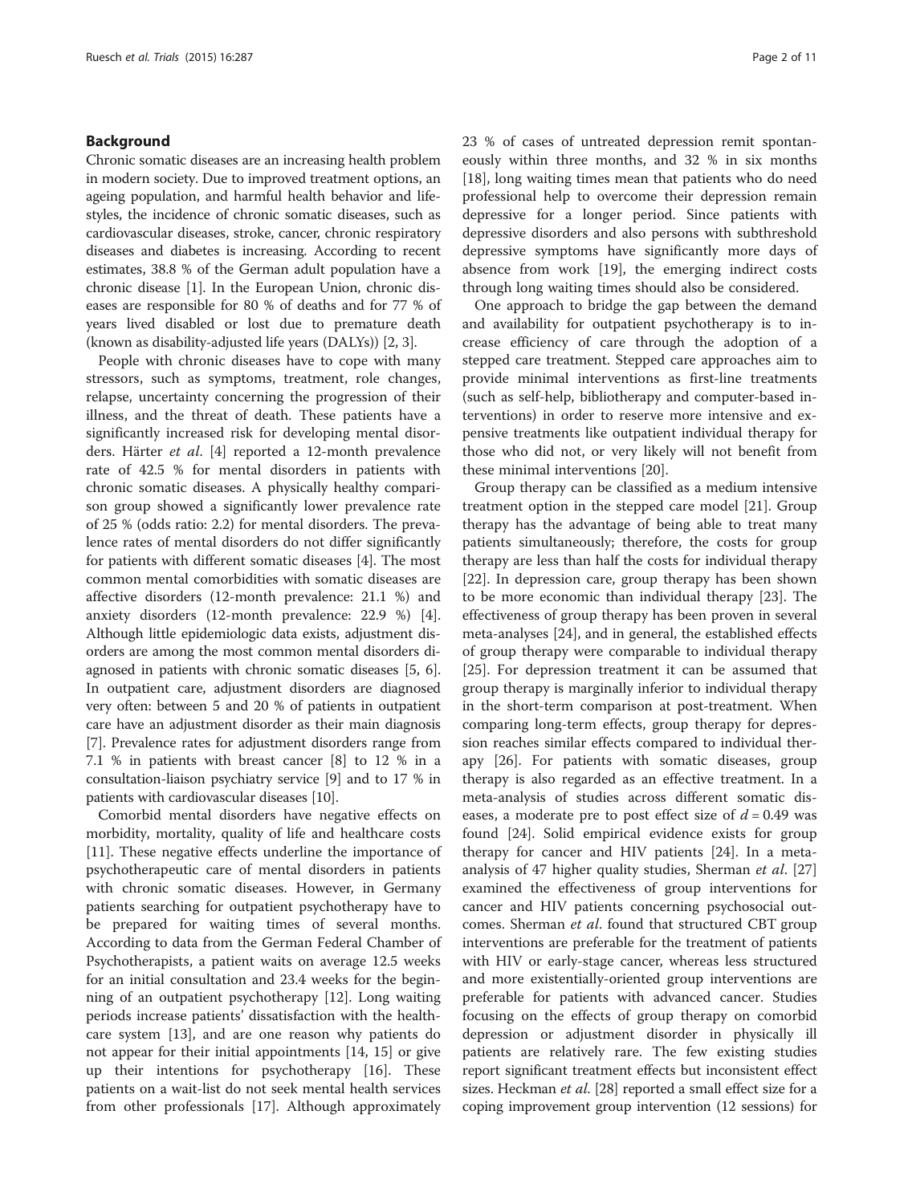## Background

Chronic somatic diseases are an increasing health problem in modern society. Due to improved treatment options, an ageing population, and harmful health behavior and lifestyles, the incidence of chronic somatic diseases, such as cardiovascular diseases, stroke, cancer, chronic respiratory diseases and diabetes is increasing. According to recent estimates, 38.8 % of the German adult population have a chronic disease [1]. In the European Union, chronic diseases are responsible for 80 % of deaths and for 77 % of years lived disabled or lost due to premature death (known as disability-adjusted life years (DALYs)) [2, 3].

People with chronic diseases have to cope with many stressors, such as symptoms, treatment, role changes, relapse, uncertainty concerning the progression of their illness, and the threat of death. These patients have a significantly increased risk for developing mental disorders. Härter *et al*. [4] reported a 12-month prevalence rate of 42.5 % for mental disorders in patients with chronic somatic diseases. A physically healthy comparison group showed a significantly lower prevalence rate of 25 % (odds ratio: 2.2) for mental disorders. The prevalence rates of mental disorders do not differ significantly for patients with different somatic diseases [4]. The most common mental comorbidities with somatic diseases are affective disorders (12-month prevalence: 21.1 %) and anxiety disorders (12-month prevalence: 22.9 %) [4]. Although little epidemiologic data exists, adjustment disorders are among the most common mental disorders diagnosed in patients with chronic somatic diseases [5, 6]. In outpatient care, adjustment disorders are diagnosed very often: between 5 and 20 % of patients in outpatient care have an adjustment disorder as their main diagnosis [7]. Prevalence rates for adjustment disorders range from 7.1 % in patients with breast cancer [8] to 12 % in a consultation-liaison psychiatry service [9] and to 17 % in patients with cardiovascular diseases [10].

Comorbid mental disorders have negative effects on morbidity, mortality, quality of life and healthcare costs [11]. These negative effects underline the importance of psychotherapeutic care of mental disorders in patients with chronic somatic diseases. However, in Germany patients searching for outpatient psychotherapy have to be prepared for waiting times of several months. According to data from the German Federal Chamber of Psychotherapists, a patient waits on average 12.5 weeks for an initial consultation and 23.4 weeks for the beginning of an outpatient psychotherapy [12]. Long waiting periods increase patients' dissatisfaction with the healthcare system [13], and are one reason why patients do not appear for their initial appointments [14, 15] or give up their intentions for psychotherapy [16]. These patients on a wait-list do not seek mental health services from other professionals [17]. Although approximately 23 % of cases of untreated depression remit spontaneously within three months, and 32 % in six months [18], long waiting times mean that patients who do need professional help to overcome their depression remain depressive for a longer period. Since patients with depressive disorders and also persons with subthreshold depressive symptoms have significantly more days of absence from work [19], the emerging indirect costs through long waiting times should also be considered.

One approach to bridge the gap between the demand and availability for outpatient psychotherapy is to increase efficiency of care through the adoption of a stepped care treatment. Stepped care approaches aim to provide minimal interventions as first-line treatments (such as self-help, bibliotherapy and computer-based interventions) in order to reserve more intensive and expensive treatments like outpatient individual therapy for those who did not, or very likely will not benefit from these minimal interventions [20].

Group therapy can be classified as a medium intensive treatment option in the stepped care model [21]. Group therapy has the advantage of being able to treat many patients simultaneously; therefore, the costs for group therapy are less than half the costs for individual therapy [22]. In depression care, group therapy has been shown to be more economic than individual therapy [23]. The effectiveness of group therapy has been proven in several meta-analyses [24], and in general, the established effects of group therapy were comparable to individual therapy [25]. For depression treatment it can be assumed that group therapy is marginally inferior to individual therapy in the short-term comparison at post-treatment. When comparing long-term effects, group therapy for depression reaches similar effects compared to individual therapy [26]. For patients with somatic diseases, group therapy is also regarded as an effective treatment. In a meta-analysis of studies across different somatic diseases, a moderate pre to post effect size of $d = 0.49$ was found [24]. Solid empirical evidence exists for group therapy for cancer and HIV patients [24]. In a meta-analysis of 47 higher quality studies, Sherman *et al*. [27] examined the effectiveness of group interventions for cancer and HIV patients concerning psychosocial outcomes. Sherman *et al*. found that structured CBT group interventions are preferable for the treatment of patients with HIV or early-stage cancer, whereas less structured and more existentially-oriented group interventions are preferable for patients with advanced cancer. Studies focusing on the effects of group therapy on comorbid depression or adjustment disorder in physically ill patients are relatively rare. The few existing studies report significant treatment effects but inconsistent effect sizes. Heckman *et al*. [28] reported a small effect size for a coping improvement group intervention (12 sessions) for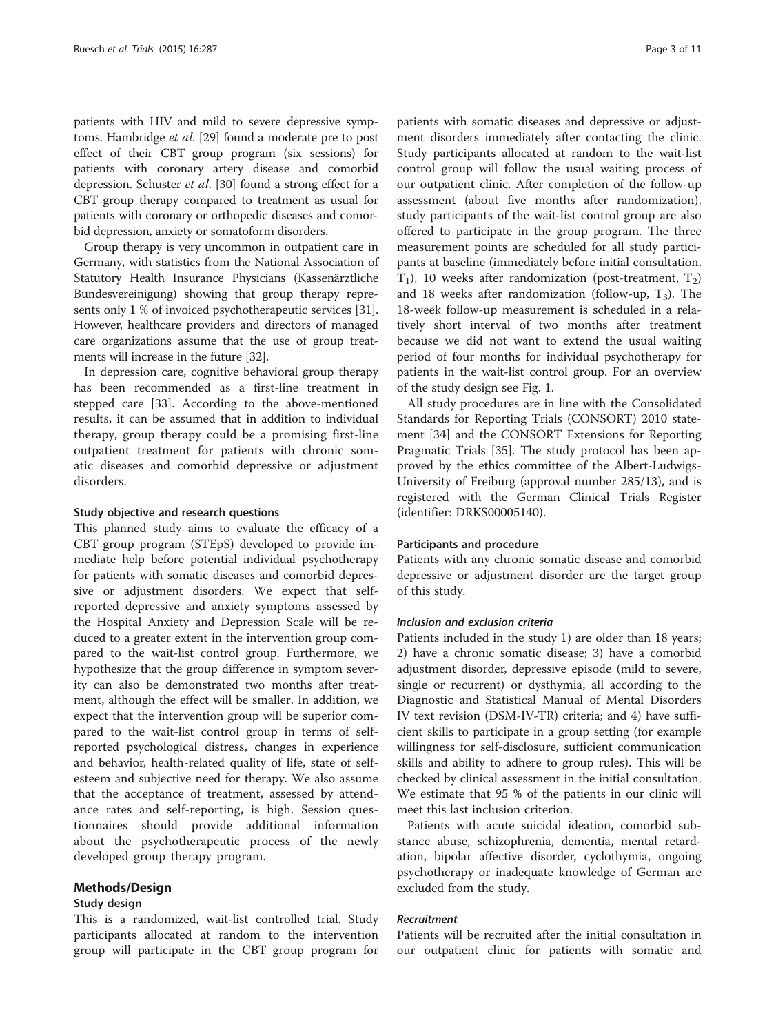patients with HIV and mild to severe depressive symptoms. Hambridge *et al*. [29] found a moderate pre to post effect of their CBT group program (six sessions) for patients with coronary artery disease and comorbid depression. Schuster *et al*. [30] found a strong effect for a CBT group therapy compared to treatment as usual for patients with coronary or orthopedic diseases and comorbid depression, anxiety or somatoform disorders.

Group therapy is very uncommon in outpatient care in Germany, with statistics from the National Association of Statutory Health Insurance Physicians (Kassenärztliche Bundesvereinigung) showing that group therapy represents only 1 % of invoiced psychotherapeutic services [31]. However, healthcare providers and directors of managed care organizations assume that the use of group treatments will increase in the future [32].

In depression care, cognitive behavioral group therapy has been recommended as a first-line treatment in stepped care [33]. According to the above-mentioned results, it can be assumed that in addition to individual therapy, group therapy could be a promising first-line outpatient treatment for patients with chronic somatic diseases and comorbid depressive or adjustment disorders.

### Study objective and research questions

This planned study aims to evaluate the efficacy of a CBT group program (STEpS) developed to provide immediate help before potential individual psychotherapy for patients with somatic diseases and comorbid depressive or adjustment disorders. We expect that self-reported depressive and anxiety symptoms assessed by the Hospital Anxiety and Depression Scale will be reduced to a greater extent in the intervention group compared to the wait-list control group. Furthermore, we hypothesize that the group difference in symptom severity can also be demonstrated two months after treatment, although the effect will be smaller. In addition, we expect that the intervention group will be superior compared to the wait-list control group in terms of self-reported psychological distress, changes in experience and behavior, health-related quality of life, state of self-esteem and subjective need for therapy. We also assume that the acceptance of treatment, assessed by attendance rates and self-reporting, is high. Session questionnaires should provide additional information about the psychotherapeutic process of the newly developed group therapy program.

## Methods/Design

### Study design

This is a randomized, wait-list controlled trial. Study participants allocated at random to the intervention group will participate in the CBT group program for patients with somatic diseases and depressive or adjustment disorders immediately after contacting the clinic. Study participants allocated at random to the wait-list control group will follow the usual waiting process of our outpatient clinic. After completion of the follow-up assessment (about five months after randomization), study participants of the wait-list control group are also offered to participate in the group program. The three measurement points are scheduled for all study participants at baseline (immediately before initial consultation, $T_1$), 10 weeks after randomization (post-treatment, $T_2$) and 18 weeks after randomization (follow-up, $T_3$). The 18-week follow-up measurement is scheduled in a relatively short interval of two months after treatment because we did not want to extend the usual waiting period of four months for individual psychotherapy for patients in the wait-list control group. For an overview of the study design see Fig. 1.

All study procedures are in line with the Consolidated Standards for Reporting Trials (CONSORT) 2010 statement [34] and the CONSORT Extensions for Reporting Pragmatic Trials [35]. The study protocol has been approved by the ethics committee of the Albert-Ludwigs-University of Freiburg (approval number 285/13), and is registered with the German Clinical Trials Register (identifier: DRKS00005140).

### Participants and procedure

Patients with any chronic somatic disease and comorbid depressive or adjustment disorder are the target group of this study.

#### *Inclusion and exclusion criteria*

Patients included in the study 1) are older than 18 years; 2) have a chronic somatic disease; 3) have a comorbid adjustment disorder, depressive episode (mild to severe, single or recurrent) or dysthymia, all according to the Diagnostic and Statistical Manual of Mental Disorders IV text revision (DSM-IV-TR) criteria; and 4) have sufficient skills to participate in a group setting (for example willingness for self-disclosure, sufficient communication skills and ability to adhere to group rules). This will be checked by clinical assessment in the initial consultation. We estimate that 95 % of the patients in our clinic will meet this last inclusion criterion.

Patients with acute suicidal ideation, comorbid substance abuse, schizophrenia, dementia, mental retardation, bipolar affective disorder, cyclothymia, ongoing psychotherapy or inadequate knowledge of German are excluded from the study.

#### *Recruitment*

Patients will be recruited after the initial consultation in our outpatient clinic for patients with somatic and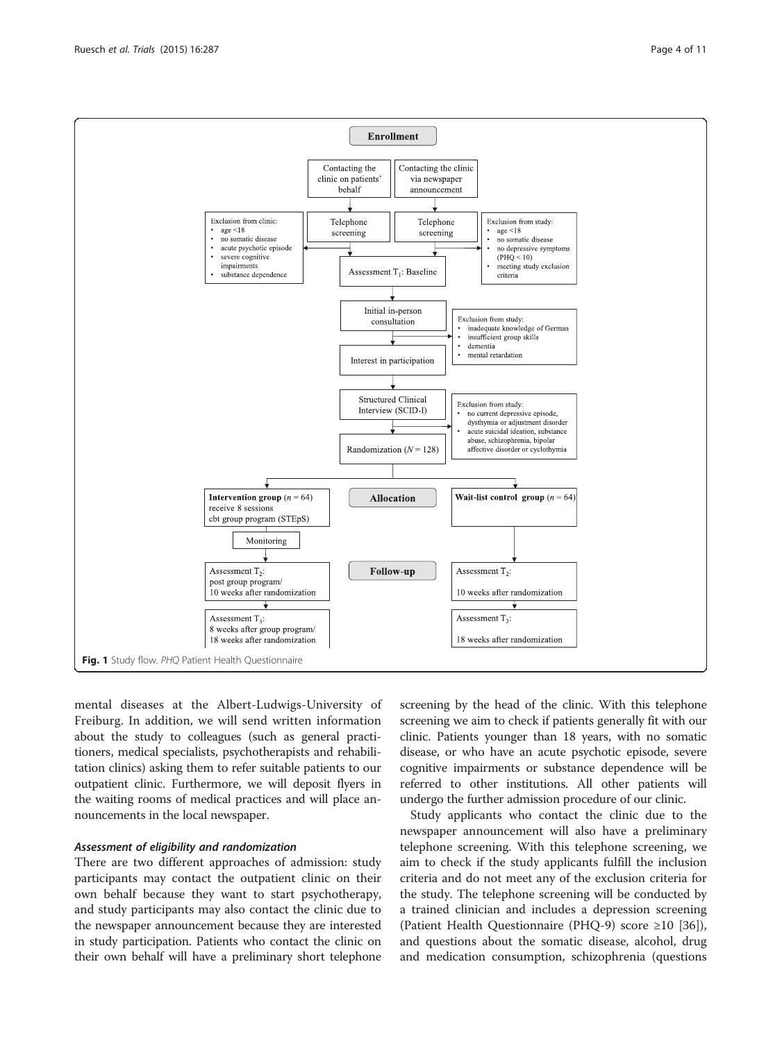Enrollment

Contacting the clinic on patients' behalf

Contacting the clinic via newspaper announcement

Telephone screening

Telephone screening

Exclusion from clinic:
- age <18
- no somatic disease
- acute psychotic episode
- severe cognitive impairments
- substance dependence

Exclusion from study:
- age <18
- no somatic disease
- no depressive symptoms (PHQ < 10)
- meeting study exclusion criteria

Assessment $T_1$: Baseline

Initial in-person consultation

Exclusion from study:
- inadequate knowledge of German
- insufficient group skills
- dementia
- mental retardation

Interest in participation

Structured Clinical Interview (SCID-I)

Exclusion from study:
- no current depressive episode, dysthymia or adjustment disorder
- acute suicidal ideation, substance abuse, schizophrenia, bipolar affective disorder or cyclothymia

Randomization (*N* = 128)

Allocation

**Intervention group** (*n* = 64) receive 8 sessions cbt group program (STEpS)

**Wait-list control group** (*n* = 64)

Monitoring

Follow-up

Assessment $T_2$: post group program/ 10 weeks after randomization

Assessment $T_2$: 10 weeks after randomization

Assessment $T_3$: 8 weeks after group program/ 18 weeks after randomization

Assessment $T_3$: 18 weeks after randomization

**Fig. 1** Study flow. *PHQ* Patient Health Questionnaire

mental diseases at the Albert-Ludwigs-University of Freiburg. In addition, we will send written information about the study to colleagues (such as general practitioners, medical specialists, psychotherapists and rehabilitation clinics) asking them to refer suitable patients to our outpatient clinic. Furthermore, we will deposit flyers in the waiting rooms of medical practices and will place announcements in the local newspaper.

#### *Assessment of eligibility and randomization*

There are two different approaches of admission: study participants may contact the outpatient clinic on their own behalf because they want to start psychotherapy, and study participants may also contact the clinic due to the newspaper announcement because they are interested in study participation. Patients who contact the clinic on their own behalf will have a preliminary short telephone screening by the head of the clinic. With this telephone screening we aim to check if patients generally fit with our clinic. Patients younger than 18 years, with no somatic disease, or who have an acute psychotic episode, severe cognitive impairments or substance dependence will be referred to other institutions. All other patients will undergo the further admission procedure of our clinic.

Study applicants who contact the clinic due to the newspaper announcement will also have a preliminary telephone screening. With this telephone screening, we aim to check if the study applicants fulfill the inclusion criteria and do not meet any of the exclusion criteria for the study. The telephone screening will be conducted by a trained clinician and includes a depression screening (Patient Health Questionnaire (PHQ-9) score ≥10 [36]), and questions about the somatic disease, alcohol, drug and medication consumption, schizophrenia (questions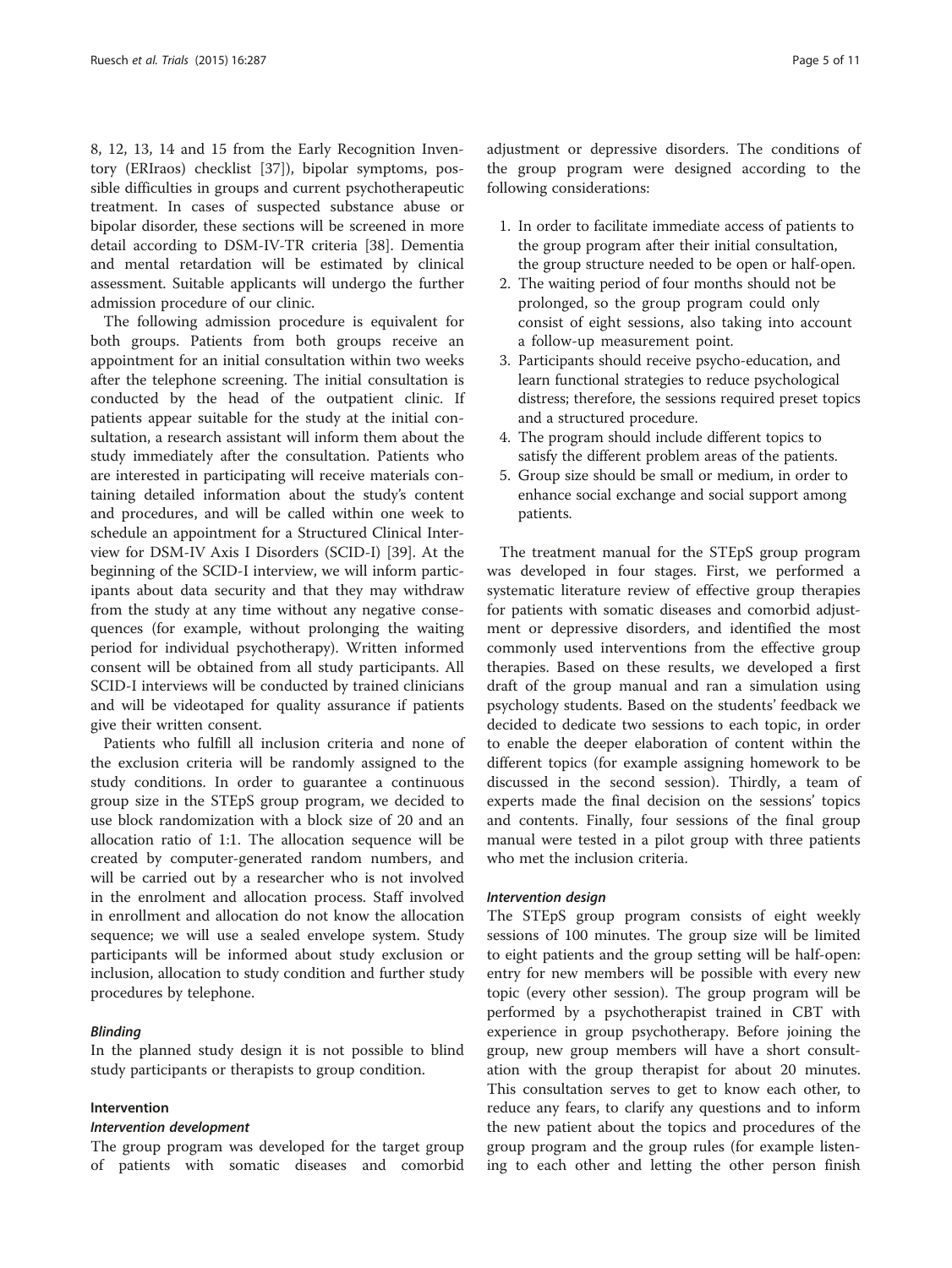8, 12, 13, 14 and 15 from the Early Recognition Inventory (ERIraos) checklist [37]), bipolar symptoms, possible difficulties in groups and current psychotherapeutic treatment. In cases of suspected substance abuse or bipolar disorder, these sections will be screened in more detail according to DSM-IV-TR criteria [38]. Dementia and mental retardation will be estimated by clinical assessment. Suitable applicants will undergo the further admission procedure of our clinic.

The following admission procedure is equivalent for both groups. Patients from both groups receive an appointment for an initial consultation within two weeks after the telephone screening. The initial consultation is conducted by the head of the outpatient clinic. If patients appear suitable for the study at the initial consultation, a research assistant will inform them about the study immediately after the consultation. Patients who are interested in participating will receive materials containing detailed information about the study's content and procedures, and will be called within one week to schedule an appointment for a Structured Clinical Interview for DSM-IV Axis I Disorders (SCID-I) [39]. At the beginning of the SCID-I interview, we will inform participants about data security and that they may withdraw from the study at any time without any negative consequences (for example, without prolonging the waiting period for individual psychotherapy). Written informed consent will be obtained from all study participants. All SCID-I interviews will be conducted by trained clinicians and will be videotaped for quality assurance if patients give their written consent.

Patients who fulfill all inclusion criteria and none of the exclusion criteria will be randomly assigned to the study conditions. In order to guarantee a continuous group size in the STEpS group program, we decided to use block randomization with a block size of 20 and an allocation ratio of 1:1. The allocation sequence will be created by computer-generated random numbers, and will be carried out by a researcher who is not involved in the enrolment and allocation process. Staff involved in enrollment and allocation do not know the allocation sequence; we will use a sealed envelope system. Study participants will be informed about study exclusion or inclusion, allocation to study condition and further study procedures by telephone.

#### *Blinding*

In the planned study design it is not possible to blind study participants or therapists to group condition.

### Intervention

#### *Intervention development*

The group program was developed for the target group of patients with somatic diseases and comorbid adjustment or depressive disorders. The conditions of the group program were designed according to the following considerations:

1. In order to facilitate immediate access of patients to the group program after their initial consultation, the group structure needed to be open or half-open.
2. The waiting period of four months should not be prolonged, so the group program could only consist of eight sessions, also taking into account a follow-up measurement point.
3. Participants should receive psycho-education, and learn functional strategies to reduce psychological distress; therefore, the sessions required preset topics and a structured procedure.
4. The program should include different topics to satisfy the different problem areas of the patients.
5. Group size should be small or medium, in order to enhance social exchange and social support among patients.

The treatment manual for the STEpS group program was developed in four stages. First, we performed a systematic literature review of effective group therapies for patients with somatic diseases and comorbid adjustment or depressive disorders, and identified the most commonly used interventions from the effective group therapies. Based on these results, we developed a first draft of the group manual and ran a simulation using psychology students. Based on the students' feedback we decided to dedicate two sessions to each topic, in order to enable the deeper elaboration of content within the different topics (for example assigning homework to be discussed in the second session). Thirdly, a team of experts made the final decision on the sessions' topics and contents. Finally, four sessions of the final group manual were tested in a pilot group with three patients who met the inclusion criteria.

#### *Intervention design*

The STEpS group program consists of eight weekly sessions of 100 minutes. The group size will be limited to eight patients and the group setting will be half-open: entry for new members will be possible with every new topic (every other session). The group program will be performed by a psychotherapist trained in CBT with experience in group psychotherapy. Before joining the group, new group members will have a short consultation with the group therapist for about 20 minutes. This consultation serves to get to know each other, to reduce any fears, to clarify any questions and to inform the new patient about the topics and procedures of the group program and the group rules (for example listening to each other and letting the other person finish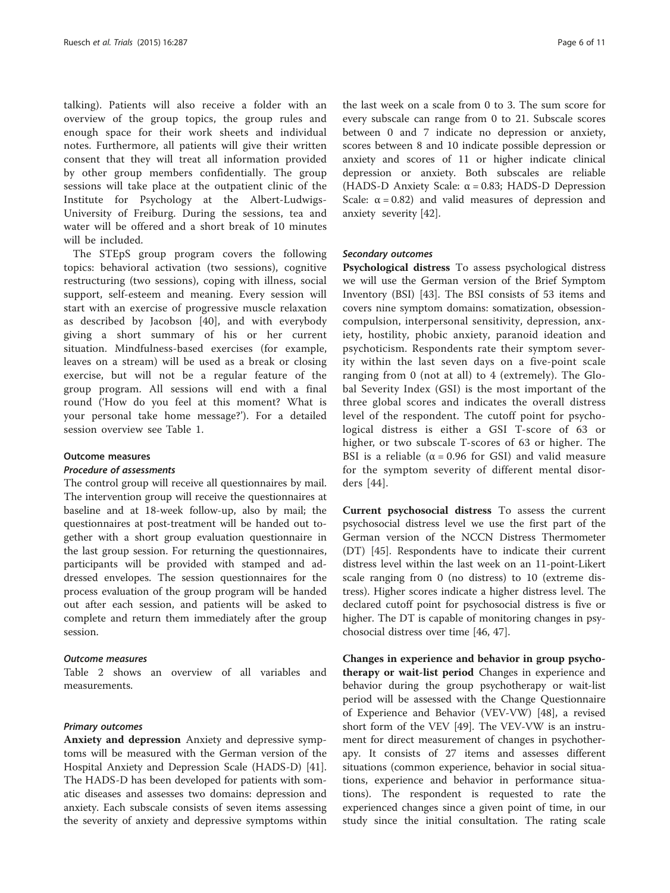talking). Patients will also receive a folder with an overview of the group topics, the group rules and enough space for their work sheets and individual notes. Furthermore, all patients will give their written consent that they will treat all information provided by other group members confidentially. The group sessions will take place at the outpatient clinic of the Institute for Psychology at the Albert-Ludwigs-University of Freiburg. During the sessions, tea and water will be offered and a short break of 10 minutes will be included.

The STEpS group program covers the following topics: behavioral activation (two sessions), cognitive restructuring (two sessions), coping with illness, social support, self-esteem and meaning. Every session will start with an exercise of progressive muscle relaxation as described by Jacobson [40], and with everybody giving a short summary of his or her current situation. Mindfulness-based exercises (for example, leaves on a stream) will be used as a break or closing exercise, but will not be a regular feature of the group program. All sessions will end with a final round ('How do you feel at this moment? What is your personal take home message?'). For a detailed session overview see Table 1.

### Outcome measures

#### *Procedure of assessments*

The control group will receive all questionnaires by mail. The intervention group will receive the questionnaires at baseline and at 18-week follow-up, also by mail; the questionnaires at post-treatment will be handed out together with a short group evaluation questionnaire in the last group session. For returning the questionnaires, participants will be provided with stamped and addressed envelopes. The session questionnaires for the process evaluation of the group program will be handed out after each session, and patients will be asked to complete and return them immediately after the group session.

#### *Outcome measures*

Table 2 shows an overview of all variables and measurements.

#### *Primary outcomes*

**Anxiety and depression** Anxiety and depressive symptoms will be measured with the German version of the Hospital Anxiety and Depression Scale (HADS-D) [41]. The HADS-D has been developed for patients with somatic diseases and assesses two domains: depression and anxiety. Each subscale consists of seven items assessing the severity of anxiety and depressive symptoms within the last week on a scale from 0 to 3. The sum score for every subscale can range from 0 to 21. Subscale scores between 0 and 7 indicate no depression or anxiety, scores between 8 and 10 indicate possible depression or anxiety and scores of 11 or higher indicate clinical depression or anxiety. Both subscales are reliable (HADS-D Anxiety Scale: $\alpha = 0.83$; HADS-D Depression Scale: $\alpha = 0.82$) and valid measures of depression and anxiety severity [42].

#### *Secondary outcomes*

**Psychological distress** To assess psychological distress we will use the German version of the Brief Symptom Inventory (BSI) [43]. The BSI consists of 53 items and covers nine symptom domains: somatization, obsession-compulsion, interpersonal sensitivity, depression, anxiety, hostility, phobic anxiety, paranoid ideation and psychoticism. Respondents rate their symptom severity within the last seven days on a five-point scale ranging from 0 (not at all) to 4 (extremely). The Global Severity Index (GSI) is the most important of the three global scores and indicates the overall distress level of the respondent. The cutoff point for psychological distress is either a GSI T-score of 63 or higher, or two subscale T-scores of 63 or higher. The BSI is a reliable ($\alpha = 0.96$ for GSI) and valid measure for the symptom severity of different mental disorders [44].

**Current psychosocial distress** To assess the current psychosocial distress level we use the first part of the German version of the NCCN Distress Thermometer (DT) [45]. Respondents have to indicate their current distress level within the last week on an 11-point-Likert scale ranging from 0 (no distress) to 10 (extreme distress). Higher scores indicate a higher distress level. The declared cutoff point for psychosocial distress is five or higher. The DT is capable of monitoring changes in psychosocial distress over time [46, 47].

**Changes in experience and behavior in group psychotherapy or wait-list period** Changes in experience and behavior during the group psychotherapy or wait-list period will be assessed with the Change Questionnaire of Experience and Behavior (VEV-VW) [48], a revised short form of the VEV [49]. The VEV-VW is an instrument for direct measurement of changes in psychotherapy. It consists of 27 items and assesses different situations (common experience, behavior in social situations, experience and behavior in performance situations). The respondent is requested to rate the experienced changes since a given point of time, in our study since the initial consultation. The rating scale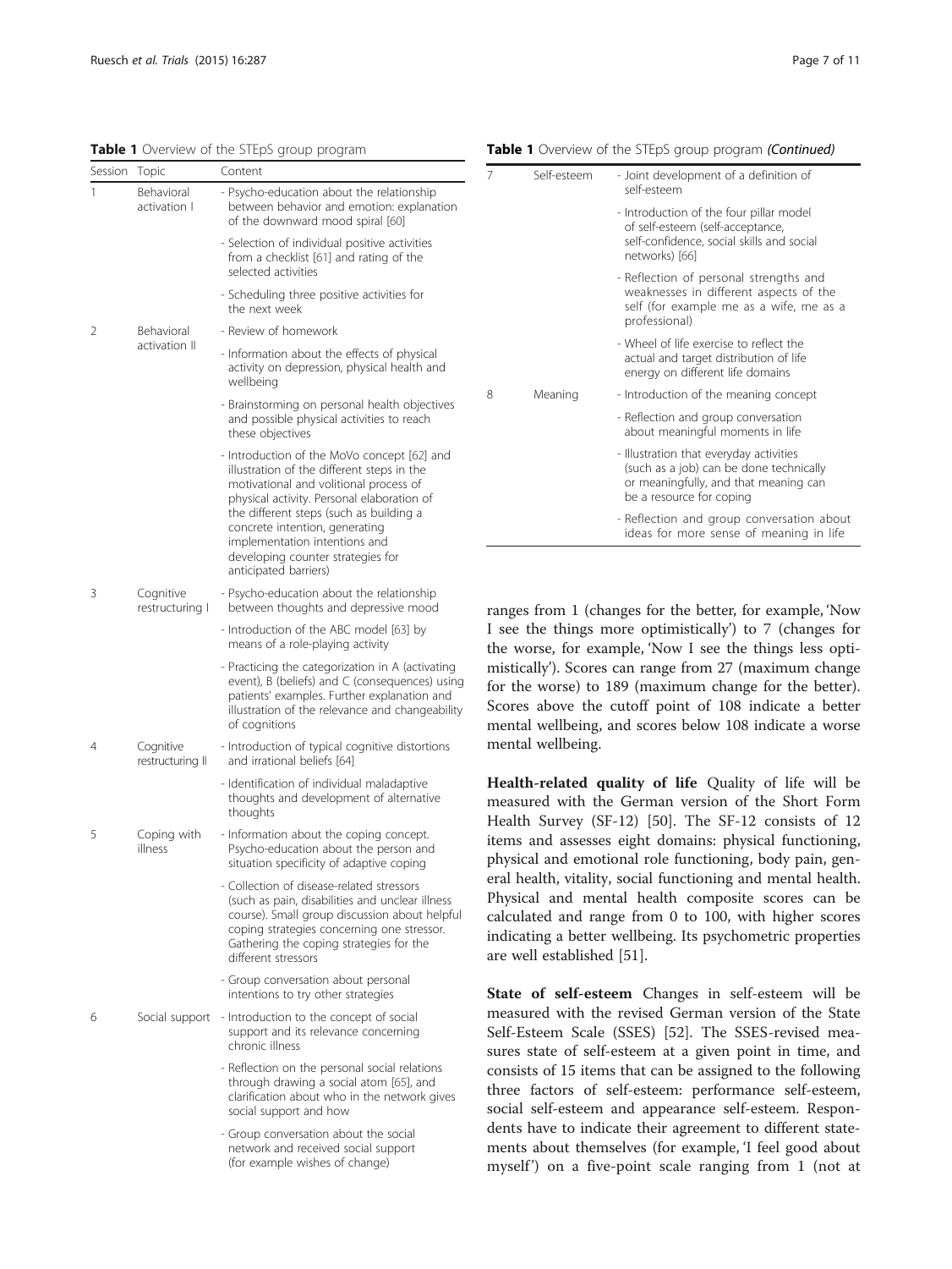**Table 1** Overview of the STEpS group program

| Session | Topic | Content |
| --- | --- | --- |
| 1 | Behavioral activation I | - Psycho-education about the relationship between behavior and emotion: explanation of the downward mood spiral [60] |
| | | - Selection of individual positive activities from a checklist [61] and rating of the selected activities |
| | | - Scheduling three positive activities for the next week |
| 2 | Behavioral activation II | - Review of homework |
| | | - Information about the effects of physical activity on depression, physical health and wellbeing |
| | | - Brainstorming on personal health objectives and possible physical activities to reach these objectives |
| | | - Introduction of the MoVo concept [62] and illustration of the different steps in the motivational and volitional process of physical activity. Personal elaboration of the different steps (such as building a concrete intention, generating implementation intentions and developing counter strategies for anticipated barriers) |
| 3 | Cognitive restructuring I | - Psycho-education about the relationship between thoughts and depressive mood |
| | | - Introduction of the ABC model [63] by means of a role-playing activity |
| | | - Practicing the categorization in A (activating event), B (beliefs) and C (consequences) using patients' examples. Further explanation and illustration of the relevance and changeability of cognitions |
| 4 | Cognitive restructuring II | - Introduction of typical cognitive distortions and irrational beliefs [64] |
| | | - Identification of individual maladaptive thoughts and development of alternative thoughts |
| 5 | Coping with illness | - Information about the coping concept. Psycho-education about the person and situation specificity of adaptive coping |
| | | - Collection of disease-related stressors (such as pain, disabilities and unclear illness course). Small group discussion about helpful coping strategies concerning one stressor. Gathering the coping strategies for the different stressors |
| | | - Group conversation about personal intentions to try other strategies |
| 6 | Social support | - Introduction to the concept of social support and its relevance concerning chronic illness |
| | | - Reflection on the personal social relations through drawing a social atom [65], and clarification about who in the network gives social support and how |
| | | - Group conversation about the social network and received social support (for example wishes of change) |
| 7 | Self-esteem | - Joint development of a definition of self-esteem |
| | | - Introduction of the four pillar model of self-esteem (self-acceptance, self-confidence, social skills and social networks) [66] |
| | | - Reflection of personal strengths and weaknesses in different aspects of the self (for example me as a wife, me as a professional) |
| | | - Wheel of life exercise to reflect the actual and target distribution of life energy on different life domains |
| 8 | Meaning | - Introduction of the meaning concept |
| | | - Reflection and group conversation about meaningful moments in life |
| | | - Illustration that everyday activities (such as a job) can be done technically or meaningfully, and that meaning can be a resource for coping |
| | | - Reflection and group conversation about ideas for more sense of meaning in life |

ranges from 1 (changes for the better, for example, 'Now I see the things more optimistically') to 7 (changes for the worse, for example, 'Now I see the things less optimistically'). Scores can range from 27 (maximum change for the worse) to 189 (maximum change for the better). Scores above the cutoff point of 108 indicate a better mental wellbeing, and scores below 108 indicate a worse mental wellbeing.

**Health-related quality of life** Quality of life will be measured with the German version of the Short Form Health Survey (SF-12) [50]. The SF-12 consists of 12 items and assesses eight domains: physical functioning, physical and emotional role functioning, body pain, general health, vitality, social functioning and mental health. Physical and mental health composite scores can be calculated and range from 0 to 100, with higher scores indicating a better wellbeing. Its psychometric properties are well established [51].

**State of self-esteem** Changes in self-esteem will be measured with the revised German version of the State Self-Esteem Scale (SSES) [52]. The SSES-revised measures state of self-esteem at a given point in time, and consists of 15 items that can be assigned to the following three factors of self-esteem: performance self-esteem, social self-esteem and appearance self-esteem. Respondents have to indicate their agreement to different statements about themselves (for example, 'I feel good about myself') on a five-point scale ranging from 1 (not at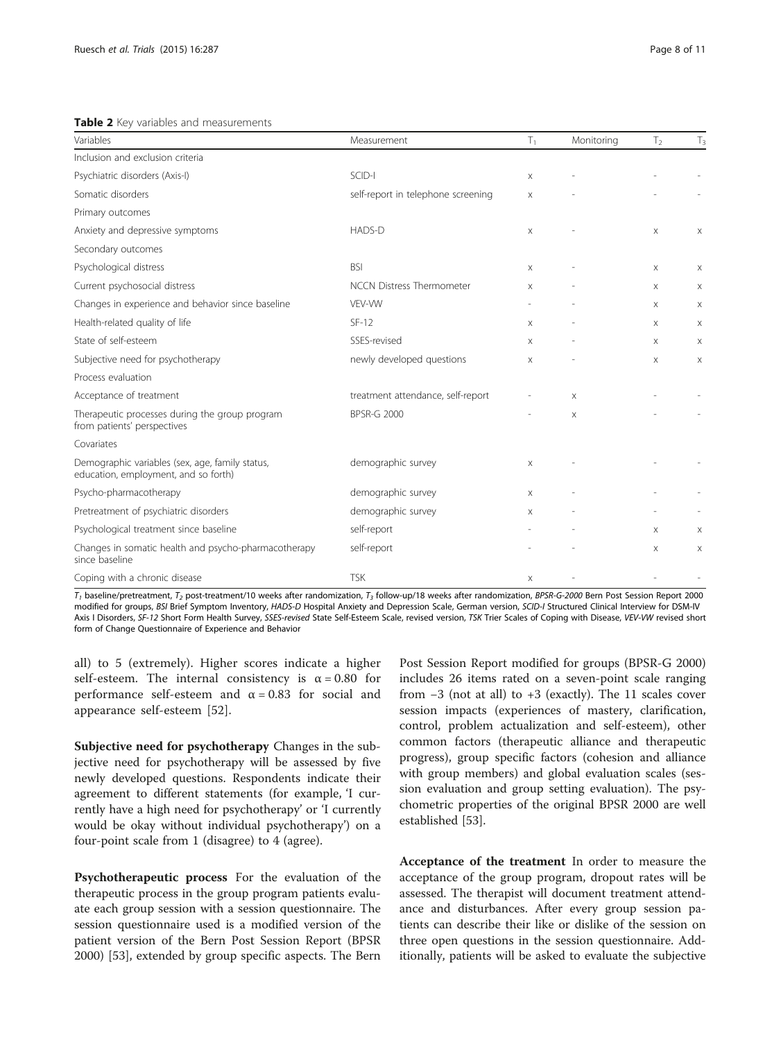**Table 2** Key variables and measurements

| Variables | Measurement | $T_1$ | Monitoring | $T_2$ | $T_3$ |
|---|---|---|---|---|---|
| Inclusion and exclusion criteria | | | | | |
| Psychiatric disorders (Axis-I) | SCID-I | x | - | - | - |
| Somatic disorders | self-report in telephone screening | x | - | - | - |
| Primary outcomes | | | | | |
| Anxiety and depressive symptoms | HADS-D | x | - | x | x |
| Secondary outcomes | | | | | |
| Psychological distress | BSI | x | - | x | x |
| Current psychosocial distress | NCCN Distress Thermometer | x | - | x | x |
| Changes in experience and behavior since baseline | VEV-VW | - | - | x | x |
| Health-related quality of life | SF-12 | x | - | x | x |
| State of self-esteem | SSES-revised | x | - | x | x |
| Subjective need for psychotherapy | newly developed questions | x | - | x | x |
| Process evaluation | | | | | |
| Acceptance of treatment | treatment attendance, self-report | - | x | - | - |
| Therapeutic processes during the group program from patients' perspectives | BPSR-G 2000 | - | x | - | - |
| Covariates | | | | | |
| Demographic variables (sex, age, family status, education, employment, and so forth) | demographic survey | x | - | - | - |
| Psycho-pharmacotherapy | demographic survey | x | - | - | - |
| Pretreatment of psychiatric disorders | demographic survey | x | - | - | - |
| Psychological treatment since baseline | self-report | - | - | x | x |
| Changes in somatic health and psycho-pharmacotherapy since baseline | self-report | - | - | x | x |
| Coping with a chronic disease | TSK | x | - | - | - |

*$T_1$* baseline/pretreatment, *$T_2$* post-treatment/10 weeks after randomization, *$T_3$* follow-up/18 weeks after randomization, *BPSR-G-2000* Bern Post Session Report 2000 modified for groups, *BSI* Brief Symptom Inventory, *HADS-D* Hospital Anxiety and Depression Scale, German version, *SCID-I* Structured Clinical Interview for DSM-IV Axis I Disorders, *SF-12* Short Form Health Survey, *SSES-revised* State Self-Esteem Scale, revised version, *TSK* Trier Scales of Coping with Disease, *VEV-VW* revised short form of Change Questionnaire of Experience and Behavior

all) to 5 (extremely). Higher scores indicate a higher self-esteem. The internal consistency is $\alpha = 0.80$ for performance self-esteem and $\alpha = 0.83$ for social and appearance self-esteem [52].

**Subjective need for psychotherapy** Changes in the subjective need for psychotherapy will be assessed by five newly developed questions. Respondents indicate their agreement to different statements (for example, 'I currently have a high need for psychotherapy' or 'I currently would be okay without individual psychotherapy') on a four-point scale from 1 (disagree) to 4 (agree).

**Psychotherapeutic process** For the evaluation of the therapeutic process in the group program patients evaluate each group session with a session questionnaire. The session questionnaire used is a modified version of the patient version of the Bern Post Session Report (BPSR 2000) [53], extended by group specific aspects. The Bern Post Session Report modified for groups (BPSR-G 2000) includes 26 items rated on a seven-point scale ranging from −3 (not at all) to +3 (exactly). The 11 scales cover session impacts (experiences of mastery, clarification, control, problem actualization and self-esteem), other common factors (therapeutic alliance and therapeutic progress), group specific factors (cohesion and alliance with group members) and global evaluation scales (session evaluation and group setting evaluation). The psychometric properties of the original BPSR 2000 are well established [53].

**Acceptance of the treatment** In order to measure the acceptance of the group program, dropout rates will be assessed. The therapist will document treatment attendance and disturbances. After every group session patients can describe their like or dislike of the session on three open questions in the session questionnaire. Additionally, patients will be asked to evaluate the subjective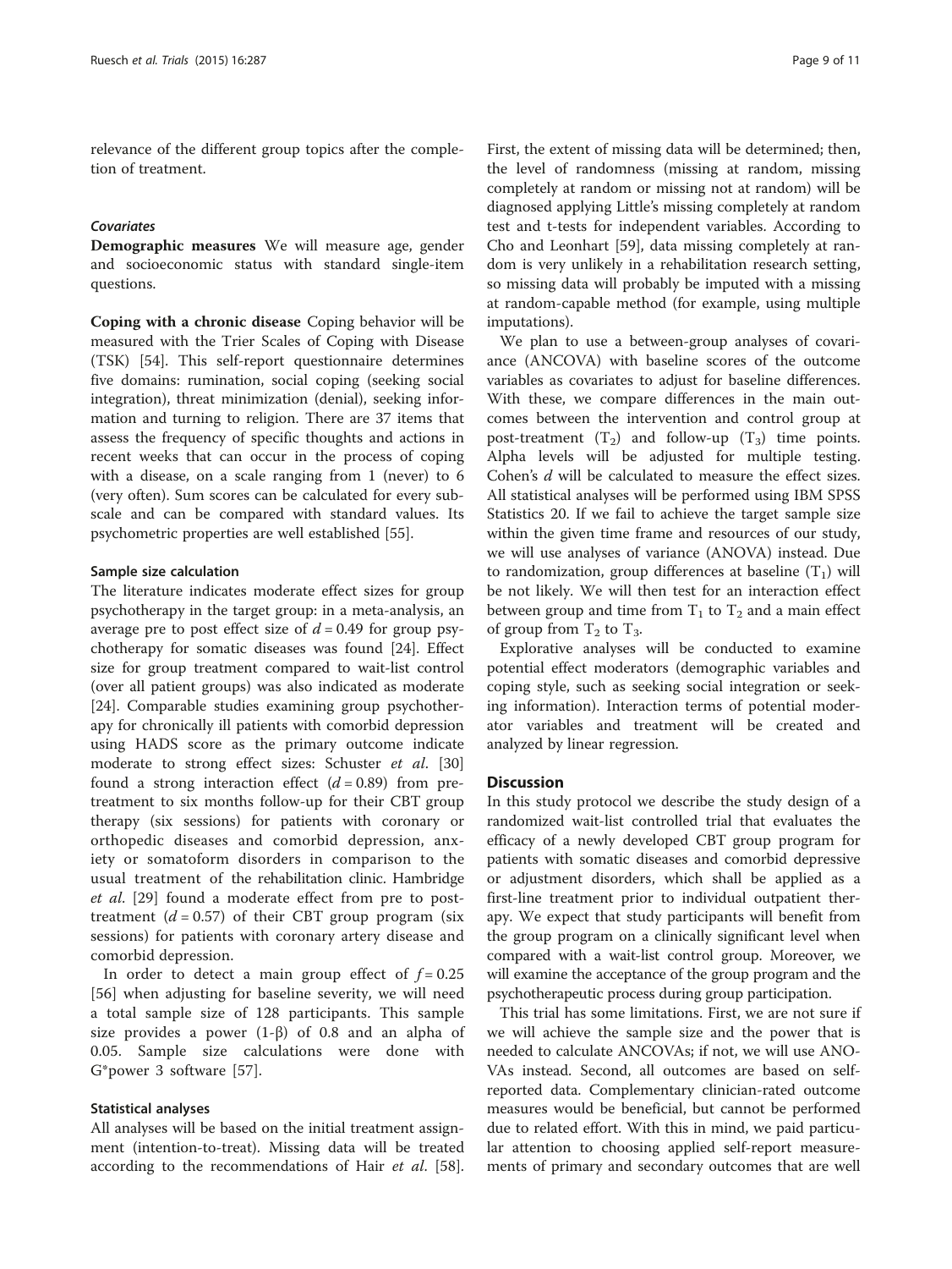relevance of the different group topics after the completion of treatment.

#### *Covariates*

**Demographic measures** We will measure age, gender and socioeconomic status with standard single-item questions.

**Coping with a chronic disease** Coping behavior will be measured with the Trier Scales of Coping with Disease (TSK) [54]. This self-report questionnaire determines five domains: rumination, social coping (seeking social integration), threat minimization (denial), seeking information and turning to religion. There are 37 items that assess the frequency of specific thoughts and actions in recent weeks that can occur in the process of coping with a disease, on a scale ranging from 1 (never) to 6 (very often). Sum scores can be calculated for every subscale and can be compared with standard values. Its psychometric properties are well established [55].

### Sample size calculation

The literature indicates moderate effect sizes for group psychotherapy in the target group: in a meta-analysis, an average pre to post effect size of $d = 0.49$ for group psychotherapy for somatic diseases was found [24]. Effect size for group treatment compared to wait-list control (over all patient groups) was also indicated as moderate [24]. Comparable studies examining group psychotherapy for chronically ill patients with comorbid depression using HADS score as the primary outcome indicate moderate to strong effect sizes: Schuster *et al*. [30] found a strong interaction effect ($d = 0.89$) from pre-treatment to six months follow-up for their CBT group therapy (six sessions) for patients with coronary or orthopedic diseases and comorbid depression, anxiety or somatoform disorders in comparison to the usual treatment of the rehabilitation clinic. Hambridge *et al*. [29] found a moderate effect from pre to post-treatment ($d = 0.57$) of their CBT group program (six sessions) for patients with coronary artery disease and comorbid depression.

In order to detect a main group effect of $f = 0.25$ [56] when adjusting for baseline severity, we will need a total sample size of 128 participants. This sample size provides a power (1-β) of 0.8 and an alpha of 0.05. Sample size calculations were done with G*power 3 software [57].

### Statistical analyses

All analyses will be based on the initial treatment assignment (intention-to-treat). Missing data will be treated according to the recommendations of Hair *et al*. [58]. First, the extent of missing data will be determined; then, the level of randomness (missing at random, missing completely at random or missing not at random) will be diagnosed applying Little's missing completely at random test and t-tests for independent variables. According to Cho and Leonhart [59], data missing completely at random is very unlikely in a rehabilitation research setting, so missing data will probably be imputed with a missing at random-capable method (for example, using multiple imputations).

We plan to use a between-group analyses of covariance (ANCOVA) with baseline scores of the outcome variables as covariates to adjust for baseline differences. With these, we compare differences in the main outcomes between the intervention and control group at post-treatment ($T_2$) and follow-up ($T_3$) time points. Alpha levels will be adjusted for multiple testing. Cohen's *d* will be calculated to measure the effect sizes. All statistical analyses will be performed using IBM SPSS Statistics 20. If we fail to achieve the target sample size within the given time frame and resources of our study, we will use analyses of variance (ANOVA) instead. Due to randomization, group differences at baseline ($T_1$) will be not likely. We will then test for an interaction effect between group and time from $T_1$ to $T_2$ and a main effect of group from $T_2$ to $T_3$.

Explorative analyses will be conducted to examine potential effect moderators (demographic variables and coping style, such as seeking social integration or seeking information). Interaction terms of potential moderator variables and treatment will be created and analyzed by linear regression.

## Discussion

In this study protocol we describe the study design of a randomized wait-list controlled trial that evaluates the efficacy of a newly developed CBT group program for patients with somatic diseases and comorbid depressive or adjustment disorders, which shall be applied as a first-line treatment prior to individual outpatient therapy. We expect that study participants will benefit from the group program on a clinically significant level when compared with a wait-list control group. Moreover, we will examine the acceptance of the group program and the psychotherapeutic process during group participation.

This trial has some limitations. First, we are not sure if we will achieve the sample size and the power that is needed to calculate ANCOVAs; if not, we will use ANOVAs instead. Second, all outcomes are based on self-reported data. Complementary clinician-rated outcome measures would be beneficial, but cannot be performed due to related effort. With this in mind, we paid particular attention to choosing applied self-report measurements of primary and secondary outcomes that are well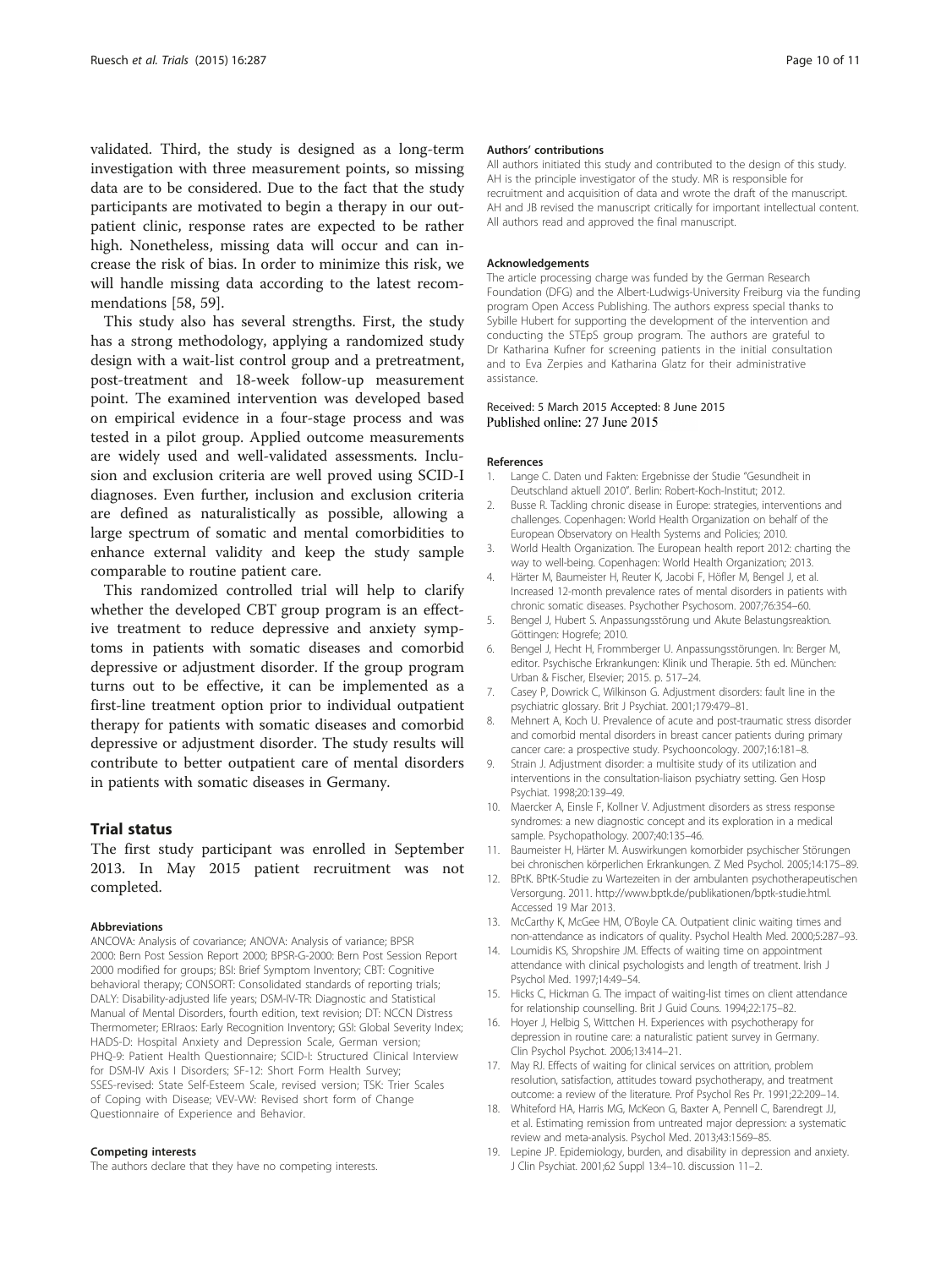validated. Third, the study is designed as a long-term investigation with three measurement points, so missing data are to be considered. Due to the fact that the study participants are motivated to begin a therapy in our outpatient clinic, response rates are expected to be rather high. Nonetheless, missing data will occur and can increase the risk of bias. In order to minimize this risk, we will handle missing data according to the latest recommendations [58, 59].

This study also has several strengths. First, the study has a strong methodology, applying a randomized study design with a wait-list control group and a pretreatment, post-treatment and 18-week follow-up measurement point. The examined intervention was developed based on empirical evidence in a four-stage process and was tested in a pilot group. Applied outcome measurements are widely used and well-validated assessments. Inclusion and exclusion criteria are well proved using SCID-I diagnoses. Even further, inclusion and exclusion criteria are defined as naturalistically as possible, allowing a large spectrum of somatic and mental comorbidities to enhance external validity and keep the study sample comparable to routine patient care.

This randomized controlled trial will help to clarify whether the developed CBT group program is an effective treatment to reduce depressive and anxiety symptoms in patients with somatic diseases and comorbid depressive or adjustment disorder. If the group program turns out to be effective, it can be implemented as a first-line treatment option prior to individual outpatient therapy for patients with somatic diseases and comorbid depressive or adjustment disorder. The study results will contribute to better outpatient care of mental disorders in patients with somatic diseases in Germany.

## Trial status

The first study participant was enrolled in September 2013. In May 2015 patient recruitment was not completed.

#### Abbreviations

ANCOVA: Analysis of covariance; ANOVA: Analysis of variance; BPSR 2000: Bern Post Session Report 2000; BPSR-G-2000: Bern Post Session Report 2000 modified for groups; BSI: Brief Symptom Inventory; CBT: Cognitive behavioral therapy; CONSORT: Consolidated standards of reporting trials; DALY: Disability-adjusted life years; DSM-IV-TR: Diagnostic and Statistical Manual of Mental Disorders, fourth edition, text revision; DT: NCCN Distress Thermometer; ERIraos: Early Recognition Inventory; GSI: Global Severity Index; HADS-D: Hospital Anxiety and Depression Scale, German version; PHQ-9: Patient Health Questionnaire; SCID-I: Structured Clinical Interview for DSM-IV Axis I Disorders; SF-12: Short Form Health Survey; SSES-revised: State Self-Esteem Scale, revised version; TSK: Trier Scales of Coping with Disease; VEV-VW: Revised short form of Change Questionnaire of Experience and Behavior.

#### Competing interests

The authors declare that they have no competing interests.

#### Authors' contributions

All authors initiated this study and contributed to the design of this study. AH is the principle investigator of the study. MR is responsible for recruitment and acquisition of data and wrote the draft of the manuscript. AH and JB revised the manuscript critically for important intellectual content. All authors read and approved the final manuscript.

#### Acknowledgements

The article processing charge was funded by the German Research Foundation (DFG) and the Albert-Ludwigs-University Freiburg via the funding program Open Access Publishing. The authors express special thanks to Sybille Hubert for supporting the development of the intervention and conducting the STEpS group program. The authors are grateful to Dr Katharina Kufner for screening patients in the initial consultation and to Eva Zerpies and Katharina Glatz for their administrative assistance.

Received: 5 March 2015 Accepted: 8 June 2015
Published online: 27 June 2015

#### References

1. Lange C. Daten und Fakten: Ergebnisse der Studie "Gesundheit in Deutschland aktuell 2010". Berlin: Robert-Koch-Institut; 2012.
2. Busse R. Tackling chronic disease in Europe: strategies, interventions and challenges. Copenhagen: World Health Organization on behalf of the European Observatory on Health Systems and Policies; 2010.
3. World Health Organization. The European health report 2012: charting the way to well-being. Copenhagen: World Health Organization; 2013.
4. Härter M, Baumeister H, Reuter K, Jacobi F, Höfler M, Bengel J, et al. Increased 12-month prevalence rates of mental disorders in patients with chronic somatic diseases. Psychother Psychosom. 2007;76:354–60.
5. Bengel J, Hubert S. Anpassungsstörung und Akute Belastungsreaktion. Göttingen: Hogrefe; 2010.
6. Bengel J, Hecht H, Frommberger U. Anpassungsstörungen. In: Berger M, editor. Psychische Erkrankungen: Klinik und Therapie. 5th ed. München: Urban & Fischer, Elsevier; 2015. p. 517–24.
7. Casey P, Dowrick C, Wilkinson G. Adjustment disorders: fault line in the psychiatric glossary. Brit J Psychiat. 2001;179:479–81.
8. Mehnert A, Koch U. Prevalence of acute and post-traumatic stress disorder and comorbid mental disorders in breast cancer patients during primary cancer care: a prospective study. Psychooncology. 2007;16:181–8.
9. Strain J. Adjustment disorder: a multisite study of its utilization and interventions in the consultation-liaison psychiatry setting. Gen Hosp Psychiat. 1998;20:139–49.
10. Maercker A, Einsle F, Kollner V. Adjustment disorders as stress response syndromes: a new diagnostic concept and its exploration in a medical sample. Psychopathology. 2007;40:135–46.
11. Baumeister H, Härter M. Auswirkungen komorbider psychischer Störungen bei chronischen körperlichen Erkrankungen. Z Med Psychol. 2005;14:175–89.
12. BPtK. BPtK-Studie zu Wartezeiten in der ambulanten psychotherapeutischen Versorgung. 2011. http://www.bptk.de/publikationen/bptk-studie.html. Accessed 19 Mar 2013.
13. McCarthy K, McGee HM, O'Boyle CA. Outpatient clinic waiting times and non-attendance as indicators of quality. Psychol Health Med. 2000;5:287–93.
14. Loumidis KS, Shropshire JM. Effects of waiting time on appointment attendance with clinical psychologists and length of treatment. Irish J Psychol Med. 1997;14:49–54.
15. Hicks C, Hickman G. The impact of waiting-list times on client attendance for relationship counselling. Brit J Guid Couns. 1994;22:175–82.
16. Hoyer J, Helbig S, Wittchen H. Experiences with psychotherapy for depression in routine care: a naturalistic patient survey in Germany. Clin Psychol Psychot. 2006;13:414–21.
17. May RJ. Effects of waiting for clinical services on attrition, problem resolution, satisfaction, attitudes toward psychotherapy, and treatment outcome: a review of the literature. Prof Psychol Res Pr. 1991;22:209–14.
18. Whiteford HA, Harris MG, McKeon G, Baxter A, Pennell C, Barendregt JJ, et al. Estimating remission from untreated major depression: a systematic review and meta-analysis. Psychol Med. 2013;43:1569–85.
19. Lepine JP. Epidemiology, burden, and disability in depression and anxiety. J Clin Psychiat. 2001;62 Suppl 13:4–10. discussion 11–2.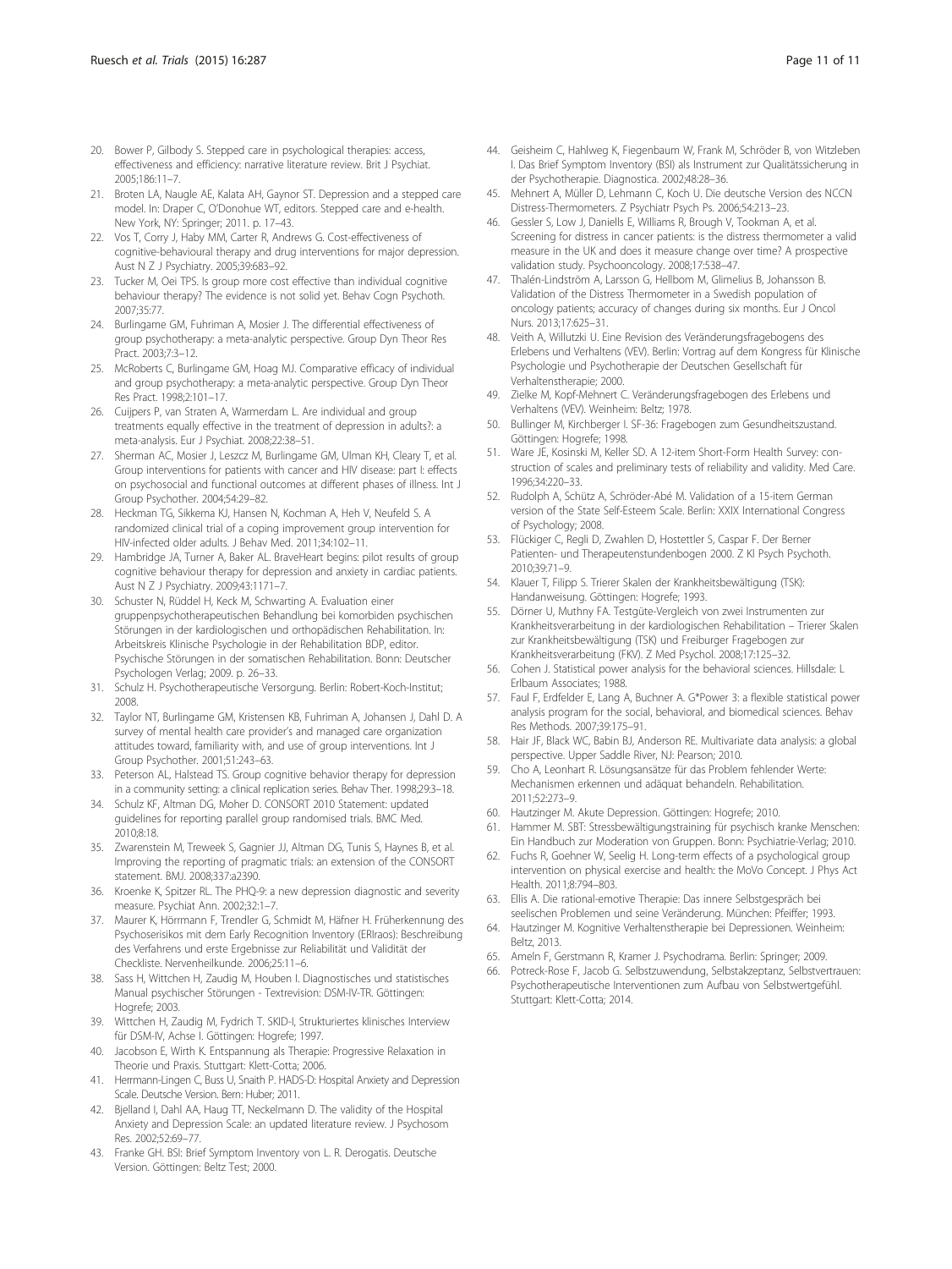20. Bower P, Gilbody S. Stepped care in psychological therapies: access, effectiveness and efficiency: narrative literature review. Brit J Psychiat. 2005;186:11–7.
21. Broten LA, Naugle AE, Kalata AH, Gaynor ST. Depression and a stepped care model. In: Draper C, O'Donohue WT, editors. Stepped care and e-health. New York, NY: Springer; 2011. p. 17–43.
22. Vos T, Corry J, Haby MM, Carter R, Andrews G. Cost-effectiveness of cognitive-behavioural therapy and drug interventions for major depression. Aust N Z J Psychiatry. 2005;39:683–92.
23. Tucker M, Oei TPS. Is group more cost effective than individual cognitive behaviour therapy? The evidence is not solid yet. Behav Cogn Psychoth. 2007;35:77.
24. Burlingame GM, Fuhriman A, Mosier J. The differential effectiveness of group psychotherapy: a meta-analytic perspective. Group Dyn Theor Res Pract. 2003;7:3–12.
25. McRoberts C, Burlingame GM, Hoag MJ. Comparative efficacy of individual and group psychotherapy: a meta-analytic perspective. Group Dyn Theor Res Pract. 1998;2:101–17.
26. Cuijpers P, van Straten A, Warmerdam L. Are individual and group treatments equally effective in the treatment of depression in adults?: a meta-analysis. Eur J Psychiat. 2008;22:38–51.
27. Sherman AC, Mosier J, Leszcz M, Burlingame GM, Ulman KH, Cleary T, et al. Group interventions for patients with cancer and HIV disease: part I: effects on psychosocial and functional outcomes at different phases of illness. Int J Group Psychother. 2004;54:29–82.
28. Heckman TG, Sikkema KJ, Hansen N, Kochman A, Heh V, Neufeld S. A randomized clinical trial of a coping improvement group intervention for HIV-infected older adults. J Behav Med. 2011;34:102–11.
29. Hambridge JA, Turner A, Baker AL. BraveHeart begins: pilot results of group cognitive behaviour therapy for depression and anxiety in cardiac patients. Aust N Z J Psychiatry. 2009;43:1171–7.
30. Schuster N, Rüddel H, Keck M, Schwarting A. Evaluation einer gruppenpsychotherapeutischen Behandlung bei komorbiden psychischen Störungen in der kardiologischen und orthopädischen Rehabilitation. In: Arbeitskreis Klinische Psychologie in der Rehabilitation BDP, editor. Psychische Störungen in der somatischen Rehabilitation. Bonn: Deutscher Psychologen Verlag; 2009. p. 26–33.
31. Schulz H. Psychotherapeutische Versorgung. Berlin: Robert-Koch-Institut; 2008.
32. Taylor NT, Burlingame GM, Kristensen KB, Fuhriman A, Johansen J, Dahl D. A survey of mental health care provider's and managed care organization attitudes toward, familiarity with, and use of group interventions. Int J Group Psychother. 2001;51:243–63.
33. Peterson AL, Halstead TS. Group cognitive behavior therapy for depression in a community setting: a clinical replication series. Behav Ther. 1998;29:3–18.
34. Schulz KF, Altman DG, Moher D. CONSORT 2010 Statement: updated guidelines for reporting parallel group randomised trials. BMC Med. 2010;8:18.
35. Zwarenstein M, Treweek S, Gagnier JJ, Altman DG, Tunis S, Haynes B, et al. Improving the reporting of pragmatic trials: an extension of the CONSORT statement. BMJ. 2008;337:a2390.
36. Kroenke K, Spitzer RL. The PHQ-9: a new depression diagnostic and severity measure. Psychiat Ann. 2002;32:1–7.
37. Maurer K, Hörrmann F, Trendler G, Schmidt M, Häfner H. Früherkennung des Psychoserisikos mit dem Early Recognition Inventory (ERIraos): Beschreibung des Verfahrens und erste Ergebnisse zur Reliabilität und Validität der Checkliste. Nervenheilkunde. 2006;25:11–6.
38. Sass H, Wittchen H, Zaudig M, Houben I. Diagnostisches und statistisches Manual psychischer Störungen - Textrevision: DSM-IV-TR. Göttingen: Hogrefe; 2003.
39. Wittchen H, Zaudig M, Fydrich T. SKID-I, Strukturiertes klinisches Interview für DSM-IV, Achse I. Göttingen: Hogrefe; 1997.
40. Jacobson E, Wirth K. Entspannung als Therapie: Progressive Relaxation in Theorie und Praxis. Stuttgart: Klett-Cotta; 2006.
41. Herrmann-Lingen C, Buss U, Snaith P. HADS-D: Hospital Anxiety and Depression Scale. Deutsche Version. Bern: Huber; 2011.
42. Bjelland I, Dahl AA, Haug TT, Neckelmann D. The validity of the Hospital Anxiety and Depression Scale: an updated literature review. J Psychosom Res. 2002;52:69–77.
43. Franke GH. BSI: Brief Symptom Inventory von L. R. Derogatis. Deutsche Version. Göttingen: Beltz Test; 2000.
44. Geisheim C, Hahlweg K, Fiegenbaum W, Frank M, Schröder B, von Witzleben I. Das Brief Symptom Inventory (BSI) als Instrument zur Qualitätssicherung in der Psychotherapie. Diagnostica. 2002;48:28–36.
45. Mehnert A, Müller D, Lehmann C, Koch U. Die deutsche Version des NCCN Distress-Thermometers. Z Psychiatr Psych Ps. 2006;54:213–23.
46. Gessler S, Low J, Daniells E, Williams R, Brough V, Tookman A, et al. Screening for distress in cancer patients: is the distress thermometer a valid measure in the UK and does it measure change over time? A prospective validation study. Psychooncology. 2008;17:538–47.
47. Thalén-Lindström A, Larsson G, Hellbom M, Glimelius B, Johansson B. Validation of the Distress Thermometer in a Swedish population of oncology patients; accuracy of changes during six months. Eur J Oncol Nurs. 2013;17:625–31.
48. Veith A, Willutzki U. Eine Revision des Veränderungsfragebogens des Erlebens und Verhaltens (VEV). Berlin: Vortrag auf dem Kongress für Klinische Psychologie und Psychotherapie der Deutschen Gesellschaft für Verhaltenstherapie; 2000.
49. Zielke M, Kopf-Mehnert C. Veränderungsfragebogen des Erlebens und Verhaltens (VEV). Weinheim: Beltz; 1978.
50. Bullinger M, Kirchberger I. SF-36: Fragebogen zum Gesundheitszustand. Göttingen: Hogrefe; 1998.
51. Ware JE, Kosinski M, Keller SD. A 12-item Short-Form Health Survey: construction of scales and preliminary tests of reliability and validity. Med Care. 1996;34:220–33.
52. Rudolph A, Schütz A, Schröder-Abé M. Validation of a 15-item German version of the State Self-Esteem Scale. Berlin: XXIX International Congress of Psychology; 2008.
53. Flückiger C, Regli D, Zwahlen D, Hostettler S, Caspar F. Der Berner Patienten- und Therapeutenstundenbogen 2000. Z Kl Psych Psychoth. 2010;39:71–9.
54. Klauer T, Filipp S. Trierer Skalen der Krankheitsbewältigung (TSK): Handanweisung. Göttingen: Hogrefe; 1993.
55. Dörner U, Muthny FA. Testgüte-Vergleich von zwei Instrumenten zur Krankheitsverarbeitung in der kardiologischen Rehabilitation – Trierer Skalen zur Krankheitsbewältigung (TSK) und Freiburger Fragebogen zur Krankheitsverarbeitung (FKV). Z Med Psychol. 2008;17:125–32.
56. Cohen J. Statistical power analysis for the behavioral sciences. Hillsdale: L Erlbaum Associates; 1988.
57. Faul F, Erdfelder E, Lang A, Buchner A. G*Power 3: a flexible statistical power analysis program for the social, behavioral, and biomedical sciences. Behav Res Methods. 2007;39:175–91.
58. Hair JF, Black WC, Babin BJ, Anderson RE. Multivariate data analysis: a global perspective. Upper Saddle River, NJ: Pearson; 2010.
59. Cho A, Leonhart R. Lösungsansätze für das Problem fehlender Werte: Mechanismen erkennen und adäquat behandeln. Rehabilitation. 2011;52:273–9.
60. Hautzinger M. Akute Depression. Göttingen: Hogrefe; 2010.
61. Hammer M. SBT: Stressbewältigungstraining für psychisch kranke Menschen: Ein Handbuch zur Moderation von Gruppen. Bonn: Psychiatrie-Verlag; 2010.
62. Fuchs R, Goehner W, Seelig H. Long-term effects of a psychological group intervention on physical exercise and health: the MoVo Concept. J Phys Act Health. 2011;8:794–803.
63. Ellis A. Die rational-emotive Therapie: Das innere Selbstgespräch bei seelischen Problemen und seine Veränderung. München: Pfeiffer; 1993.
64. Hautzinger M. Kognitive Verhaltenstherapie bei Depressionen. Weinheim: Beltz, 2013.
65. Ameln F, Gerstmann R, Kramer J. Psychodrama. Berlin: Springer; 2009.
66. Potreck-Rose F, Jacob G. Selbstzuwendung, Selbstakzeptanz, Selbstvertrauen: Psychotherapeutische Interventionen zum Aufbau von Selbstwertgefühl. Stuttgart: Klett-Cotta; 2014.